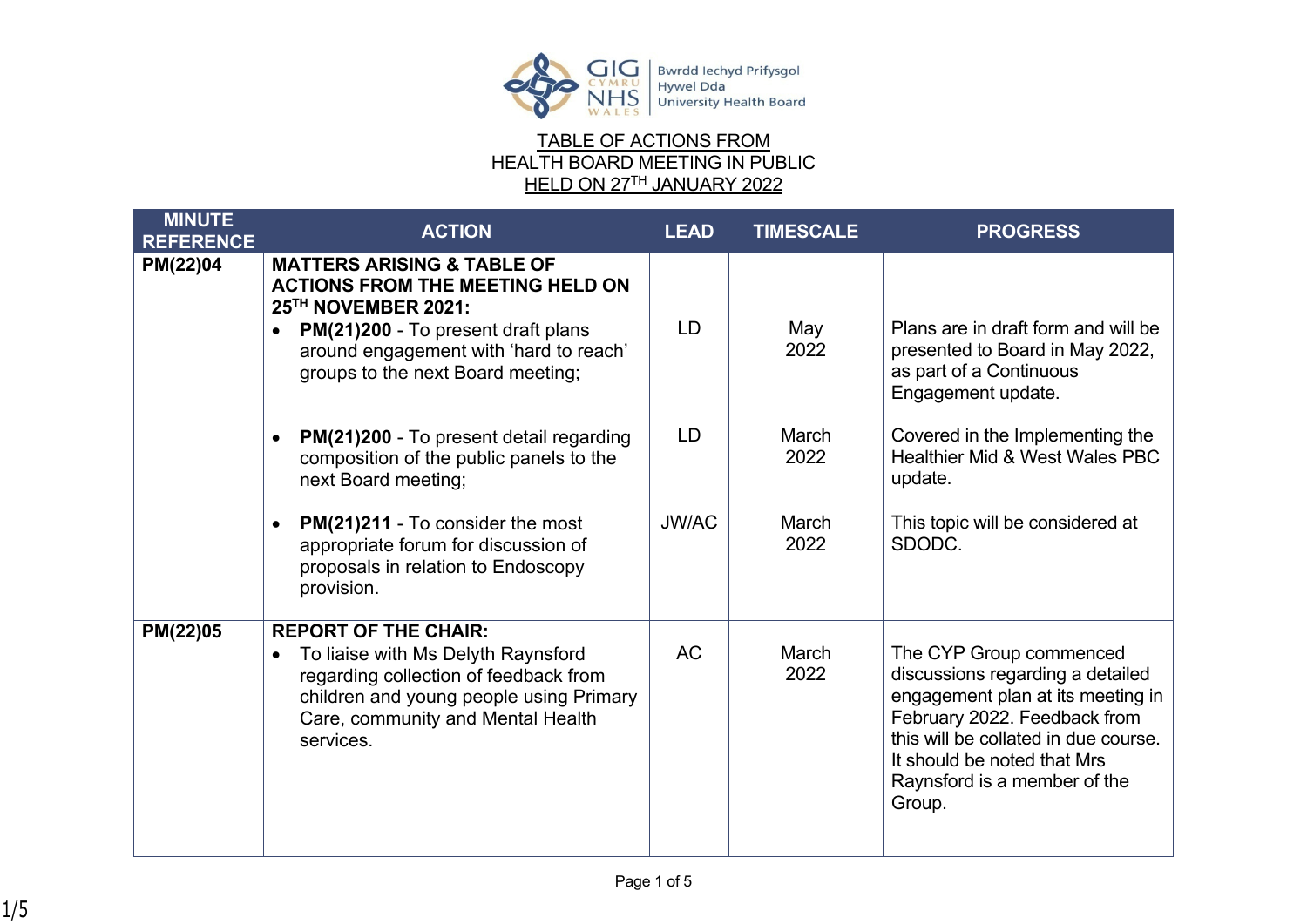Bwrdd Iechyd Prifysgol Hywel Dda University Health Board

# TABLE OF ACTIONS FROM HEALTH BOARD MEETING IN PUBLIC HELD ON 27TH JANUARY 2022

| MINUTE REFERENCE | ACTION | LEAD | TIMESCALE | PROGRESS |
|---|---|---|---|---|
| PM(22)04 | **MATTERS ARISING & TABLE OF ACTIONS FROM THE MEETING HELD ON 25TH NOVEMBER 2021:** | | | |
| | • **PM(21)200** - To present draft plans around engagement with 'hard to reach' groups to the next Board meeting; | LD | May 2022 | Plans are in draft form and will be presented to Board in May 2022, as part of a Continuous Engagement update. |
| | • **PM(21)200** - To present detail regarding composition of the public panels to the next Board meeting; | LD | March 2022 | Covered in the Implementing the Healthier Mid & West Wales PBC update. |
| | • **PM(21)211** - To consider the most appropriate forum for discussion of proposals in relation to Endoscopy provision. | JW/AC | March 2022 | This topic will be considered at SDODC. |
| PM(22)05 | **REPORT OF THE CHAIR:** • To liaise with Ms Delyth Raynsford regarding collection of feedback from children and young people using Primary Care, community and Mental Health services. | AC | March 2022 | The CYP Group commenced discussions regarding a detailed engagement plan at its meeting in February 2022. Feedback from this will be collated in due course. It should be noted that Mrs Raynsford is a member of the Group. |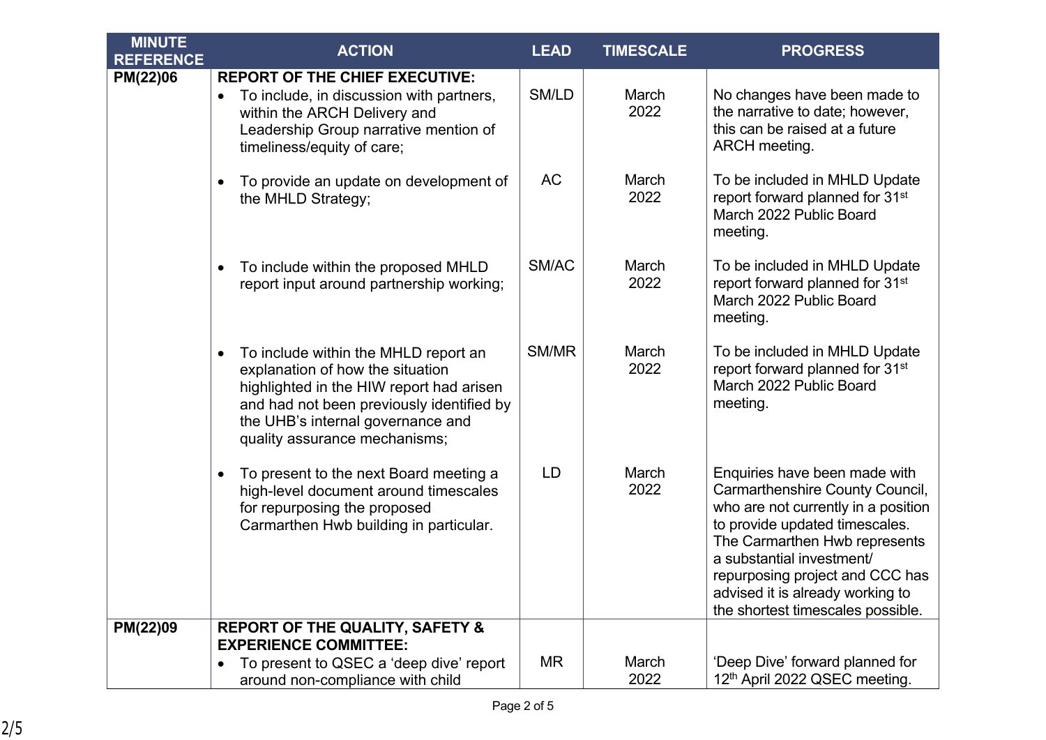| MINUTE REFERENCE | ACTION | LEAD | TIMESCALE | PROGRESS |
|---|---|---|---|---|
| **PM(22)06** | **REPORT OF THE CHIEF EXECUTIVE:** | | | |
| | • To include, in discussion with partners, within the ARCH Delivery and Leadership Group narrative mention of timeliness/equity of care; | SM/LD | March 2022 | No changes have been made to the narrative to date; however, this can be raised at a future ARCH meeting. |
| | • To provide an update on development of the MHLD Strategy; | AC | March 2022 | To be included in MHLD Update report forward planned for 31st March 2022 Public Board meeting. |
| | • To include within the proposed MHLD report input around partnership working; | SM/AC | March 2022 | To be included in MHLD Update report forward planned for 31st March 2022 Public Board meeting. |
| | • To include within the MHLD report an explanation of how the situation highlighted in the HIW report had arisen and had not been previously identified by the UHB's internal governance and quality assurance mechanisms; | SM/MR | March 2022 | To be included in MHLD Update report forward planned for 31st March 2022 Public Board meeting. |
| | • To present to the next Board meeting a high-level document around timescales for repurposing the proposed Carmarthen Hwb building in particular. | LD | March 2022 | Enquiries have been made with Carmarthenshire County Council, who are not currently in a position to provide updated timescales. The Carmarthen Hwb represents a substantial investment/ repurposing project and CCC has advised it is already working to the shortest timescales possible. |
| **PM(22)09** | **REPORT OF THE QUALITY, SAFETY & EXPERIENCE COMMITTEE:** | | | |
| | • To present to QSEC a 'deep dive' report around non-compliance with child | MR | March 2022 | 'Deep Dive' forward planned for 12th April 2022 QSEC meeting. |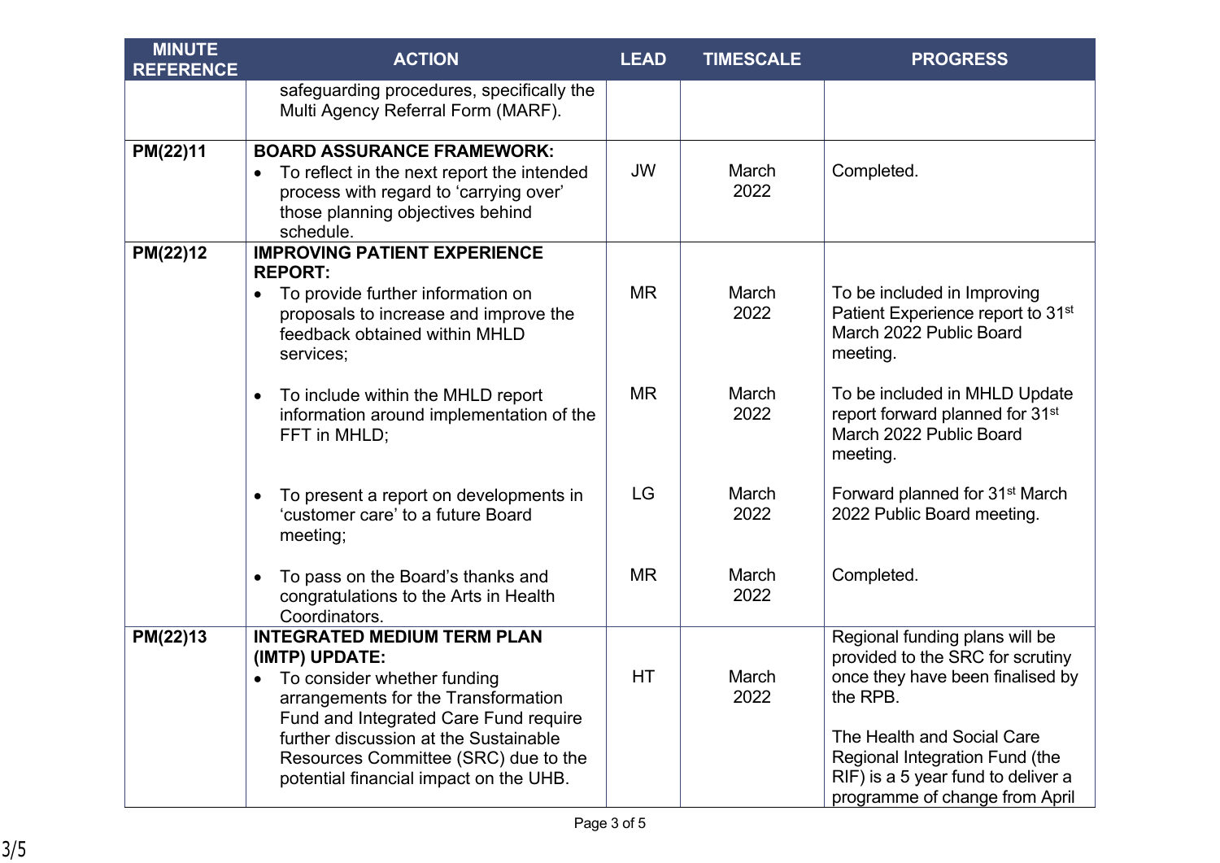| MINUTE REFERENCE | ACTION | LEAD | TIMESCALE | PROGRESS |
|---|---|---|---|---|
| | safeguarding procedures, specifically the Multi Agency Referral Form (MARF). | | | |
| PM(22)11 | **BOARD ASSURANCE FRAMEWORK:**<br>• To reflect in the next report the intended process with regard to 'carrying over' those planning objectives behind schedule. | JW | March 2022 | Completed. |
| PM(22)12 | **IMPROVING PATIENT EXPERIENCE REPORT:**<br>• To provide further information on proposals to increase and improve the feedback obtained within MHLD services; | MR | March 2022 | To be included in Improving Patient Experience report to 31st March 2022 Public Board meeting. |
| | • To include within the MHLD report information around implementation of the FFT in MHLD; | MR | March 2022 | To be included in MHLD Update report forward planned for 31st March 2022 Public Board meeting. |
| | • To present a report on developments in 'customer care' to a future Board meeting; | LG | March 2022 | Forward planned for 31st March 2022 Public Board meeting. |
| | • To pass on the Board's thanks and congratulations to the Arts in Health Coordinators. | MR | March 2022 | Completed. |
| PM(22)13 | **INTEGRATED MEDIUM TERM PLAN (IMTP) UPDATE:**<br>• To consider whether funding arrangements for the Transformation Fund and Integrated Care Fund require further discussion at the Sustainable Resources Committee (SRC) due to the potential financial impact on the UHB. | HT | March 2022 | Regional funding plans will be provided to the SRC for scrutiny once they have been finalised by the RPB.<br><br>The Health and Social Care Regional Integration Fund (the RIF) is a 5 year fund to deliver a programme of change from April |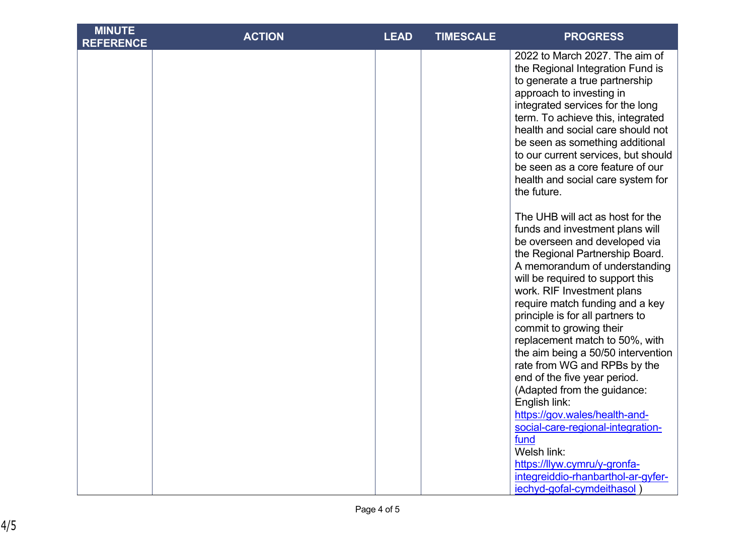| MINUTE REFERENCE | ACTION | LEAD | TIMESCALE | PROGRESS |
|---|---|---|---|---|
| | | | | 2022 to March 2027. The aim of the Regional Integration Fund is to generate a true partnership approach to investing in integrated services for the long term. To achieve this, integrated health and social care should not be seen as something additional to our current services, but should be seen as a core feature of our health and social care system for the future.<br><br>The UHB will act as host for the funds and investment plans will be overseen and developed via the Regional Partnership Board. A memorandum of understanding will be required to support this work. RIF Investment plans require match funding and a key principle is for all partners to commit to growing their replacement match to 50%, with the aim being a 50/50 intervention rate from WG and RPBs by the end of the five year period. (Adapted from the guidance: English link: [https://gov.wales/health-and-social-care-regional-integration-fund](https://gov.wales/health-and-social-care-regional-integration-fund) Welsh link: [https://llyw.cymru/y-gronfa-integreiddio-rhanbarthol-ar-gyfer-iechyd-gofal-cymdeithasol](https://llyw.cymru/y-gronfa-integreiddio-rhanbarthol-ar-gyfer-iechyd-gofal-cymdeithasol) ) |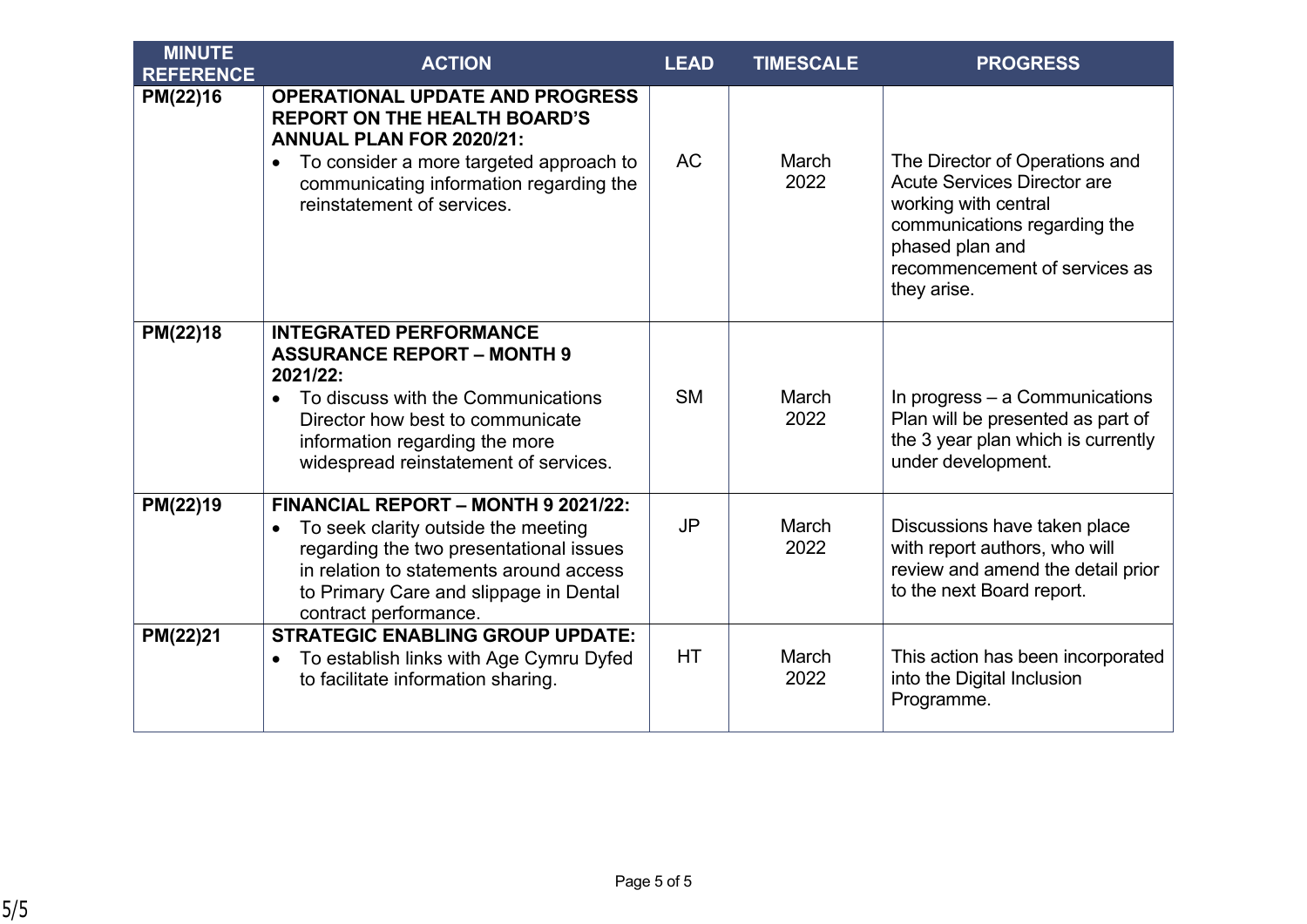| MINUTE REFERENCE | ACTION | LEAD | TIMESCALE | PROGRESS |
| --- | --- | --- | --- | --- |
| **PM(22)16** | **OPERATIONAL UPDATE AND PROGRESS REPORT ON THE HEALTH BOARD'S ANNUAL PLAN FOR 2020/21:**<br>• To consider a more targeted approach to communicating information regarding the reinstatement of services. | AC | March 2022 | The Director of Operations and Acute Services Director are working with central communications regarding the phased plan and recommencement of services as they arise. |
| **PM(22)18** | **INTEGRATED PERFORMANCE ASSURANCE REPORT – MONTH 9 2021/22:**<br>• To discuss with the Communications Director how best to communicate information regarding the more widespread reinstatement of services. | SM | March 2022 | In progress – a Communications Plan will be presented as part of the 3 year plan which is currently under development. |
| **PM(22)19** | **FINANCIAL REPORT – MONTH 9 2021/22:**<br>• To seek clarity outside the meeting regarding the two presentational issues in relation to statements around access to Primary Care and slippage in Dental contract performance. | JP | March 2022 | Discussions have taken place with report authors, who will review and amend the detail prior to the next Board report. |
| **PM(22)21** | **STRATEGIC ENABLING GROUP UPDATE:**<br>• To establish links with Age Cymru Dyfed to facilitate information sharing. | HT | March 2022 | This action has been incorporated into the Digital Inclusion Programme. |